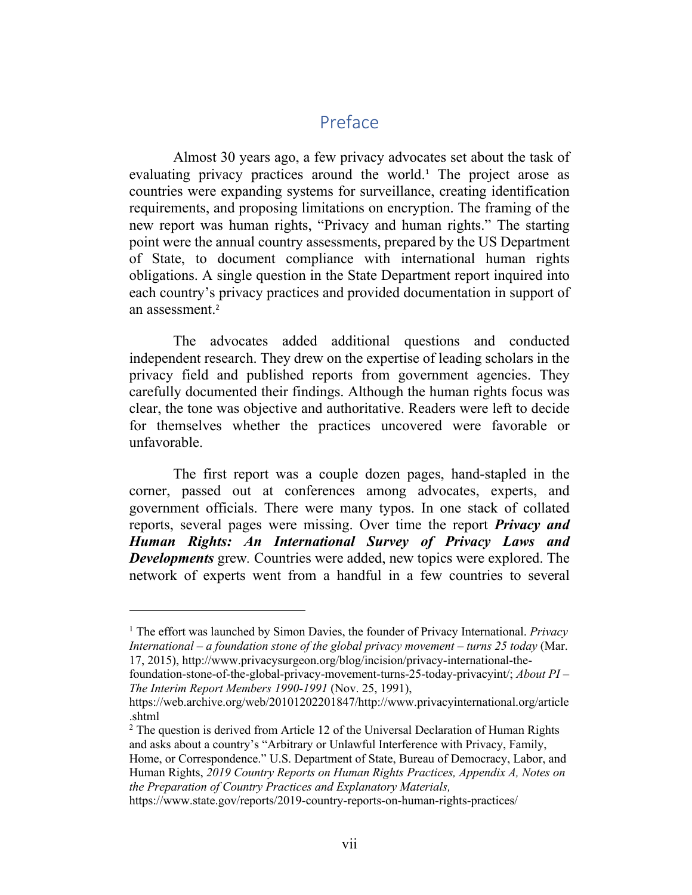# Preface

Almost 30 years ago, a few privacy advocates set about the task of evaluating privacy practices around the world.[1] The project arose as countries were expanding systems for surveillance, creating identification requirements, and proposing limitations on encryption. The framing of the new report was human rights, "Privacy and human rights." The starting point were the annual country assessments, prepared by the US Department of State, to document compliance with international human rights obligations. A single question in the State Department report inquired into each country's privacy practices and provided documentation in support of an assessment.[2]

The advocates added additional questions and conducted independent research. They drew on the expertise of leading scholars in the privacy field and published reports from government agencies. They carefully documented their findings. Although the human rights focus was clear, the tone was objective and authoritative. Readers were left to decide for themselves whether the practices uncovered were favorable or unfavorable.

The first report was a couple dozen pages, hand-stapled in the corner, passed out at conferences among advocates, experts, and government officials. There were many typos. In one stack of collated reports, several pages were missing. Over time the report ***Privacy and Human Rights: An International Survey of Privacy Laws and Developments*** grew. Countries were added, new topics were explored. The network of experts went from a handful in a few countries to several

---

[1] The effort was launched by Simon Davies, the founder of Privacy International. *Privacy International – a foundation stone of the global privacy movement – turns 25 today* (Mar. 17, 2015), http://www.privacysurgeon.org/blog/incision/privacy-international-the-foundation-stone-of-the-global-privacy-movement-turns-25-today-privacyint/; *About PI – The Interim Report Members 1990-1991* (Nov. 25, 1991), https://web.archive.org/web/20101202201847/http://www.privacyinternational.org/article.shtml

[2] The question is derived from Article 12 of the Universal Declaration of Human Rights and asks about a country's "Arbitrary or Unlawful Interference with Privacy, Family, Home, or Correspondence." U.S. Department of State, Bureau of Democracy, Labor, and Human Rights, *2019 Country Reports on Human Rights Practices, Appendix A, Notes on the Preparation of Country Practices and Explanatory Materials,* https://www.state.gov/reports/2019-country-reports-on-human-rights-practices/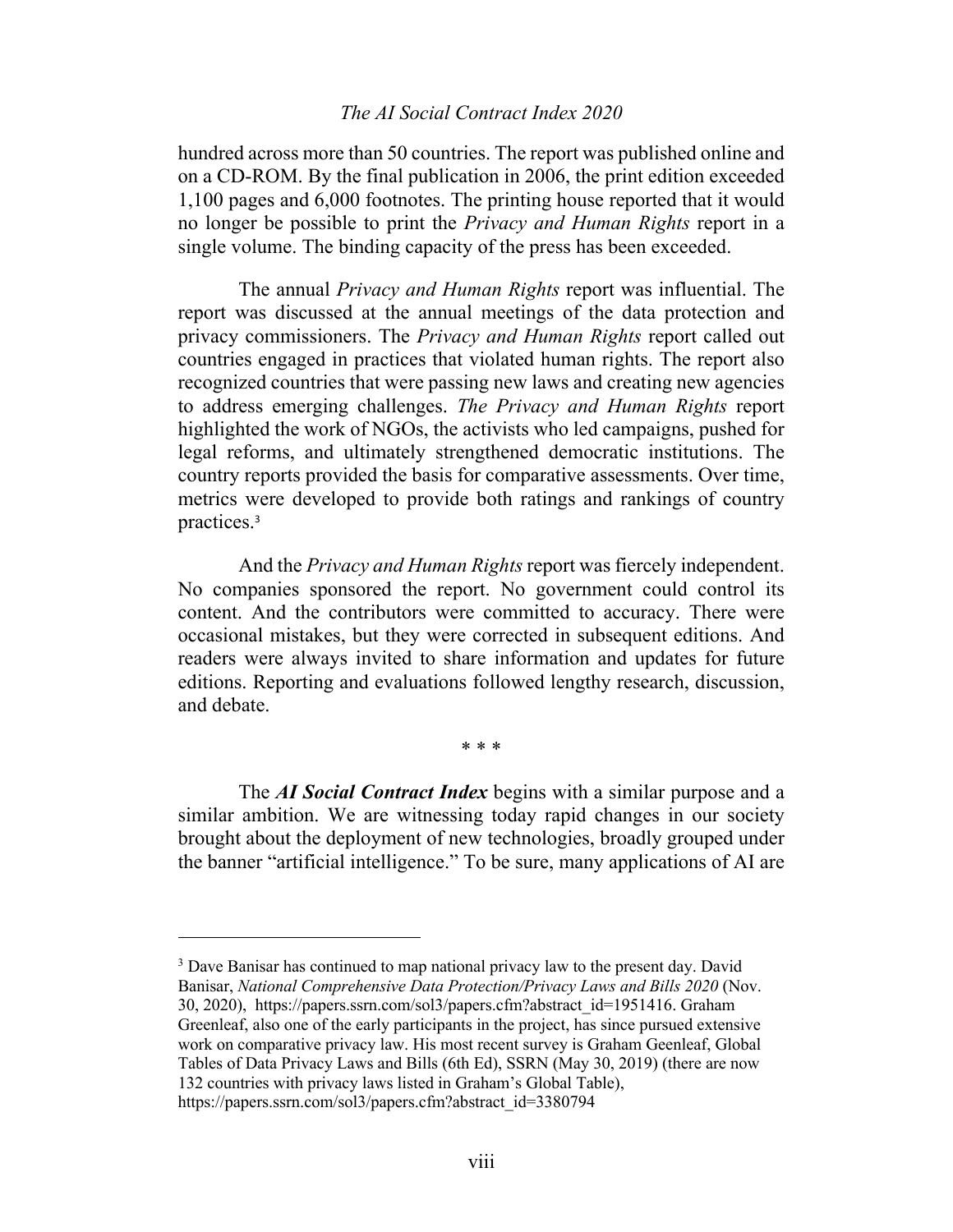hundred across more than 50 countries. The report was published online and on a CD-ROM. By the final publication in 2006, the print edition exceeded 1,100 pages and 6,000 footnotes. The printing house reported that it would no longer be possible to print the *Privacy and Human Rights* report in a single volume. The binding capacity of the press has been exceeded.

The annual *Privacy and Human Rights* report was influential. The report was discussed at the annual meetings of the data protection and privacy commissioners. The *Privacy and Human Rights* report called out countries engaged in practices that violated human rights. The report also recognized countries that were passing new laws and creating new agencies to address emerging challenges. *The Privacy and Human Rights* report highlighted the work of NGOs, the activists who led campaigns, pushed for legal reforms, and ultimately strengthened democratic institutions. The country reports provided the basis for comparative assessments. Over time, metrics were developed to provide both ratings and rankings of country practices.[3]

And the *Privacy and Human Rights* report was fiercely independent. No companies sponsored the report. No government could control its content. And the contributors were committed to accuracy. There were occasional mistakes, but they were corrected in subsequent editions. And readers were always invited to share information and updates for future editions. Reporting and evaluations followed lengthy research, discussion, and debate.

\* \* \*

The ***AI Social Contract Index*** begins with a similar purpose and a similar ambition. We are witnessing today rapid changes in our society brought about the deployment of new technologies, broadly grouped under the banner "artificial intelligence." To be sure, many applications of AI are

---

[3] Dave Banisar has continued to map national privacy law to the present day. David Banisar, *National Comprehensive Data Protection/Privacy Laws and Bills 2020* (Nov. 30, 2020), https://papers.ssrn.com/sol3/papers.cfm?abstract_id=1951416. Graham Greenleaf, also one of the early participants in the project, has since pursued extensive work on comparative privacy law. His most recent survey is Graham Geenleaf, Global Tables of Data Privacy Laws and Bills (6th Ed), SSRN (May 30, 2019) (there are now 132 countries with privacy laws listed in Graham's Global Table), https://papers.ssrn.com/sol3/papers.cfm?abstract_id=3380794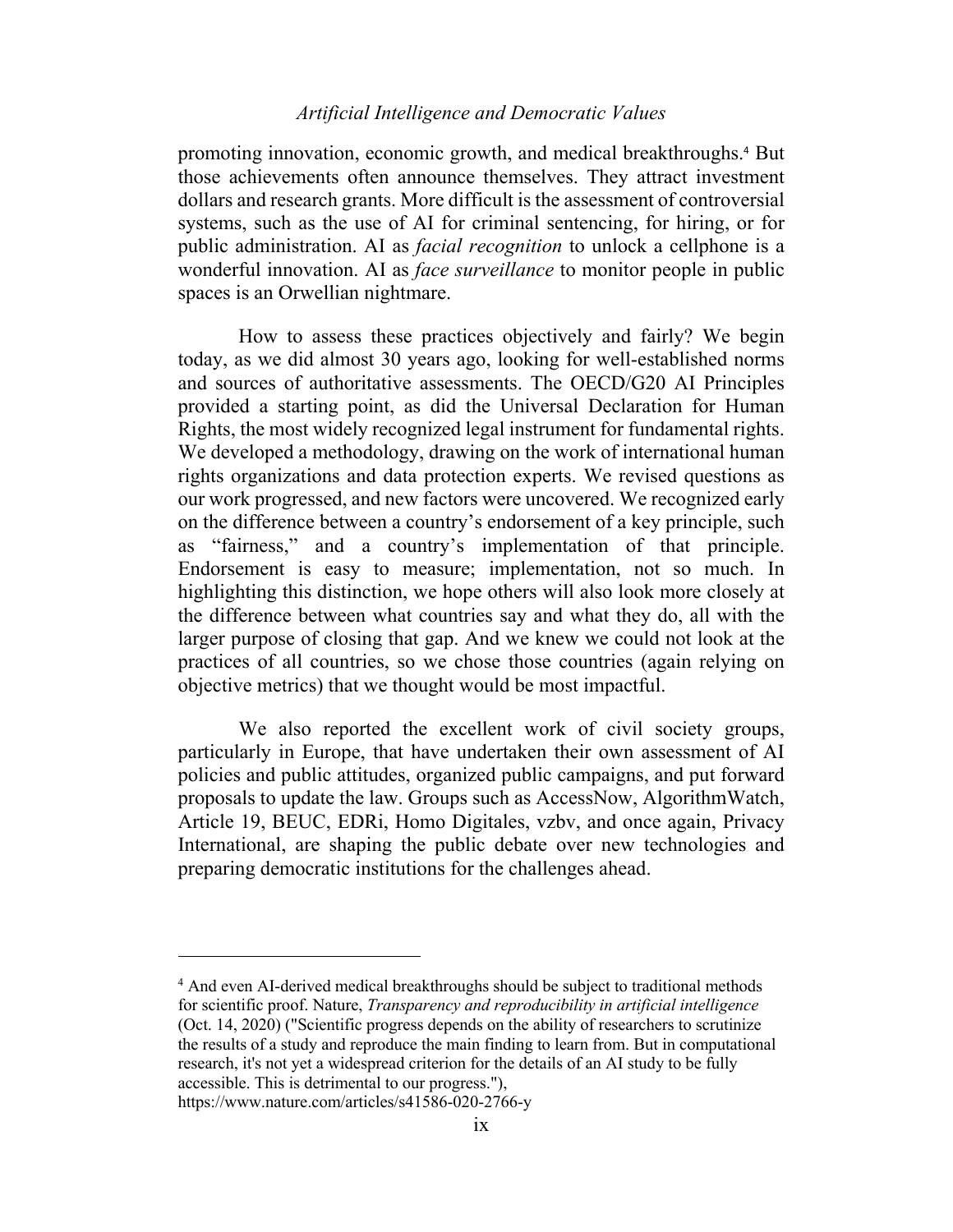promoting innovation, economic growth, and medical breakthroughs.[4] But those achievements often announce themselves. They attract investment dollars and research grants. More difficult is the assessment of controversial systems, such as the use of AI for criminal sentencing, for hiring, or for public administration. AI as *facial recognition* to unlock a cellphone is a wonderful innovation. AI as *face surveillance* to monitor people in public spaces is an Orwellian nightmare.

How to assess these practices objectively and fairly? We begin today, as we did almost 30 years ago, looking for well-established norms and sources of authoritative assessments. The OECD/G20 AI Principles provided a starting point, as did the Universal Declaration for Human Rights, the most widely recognized legal instrument for fundamental rights. We developed a methodology, drawing on the work of international human rights organizations and data protection experts. We revised questions as our work progressed, and new factors were uncovered. We recognized early on the difference between a country's endorsement of a key principle, such as "fairness," and a country's implementation of that principle. Endorsement is easy to measure; implementation, not so much. In highlighting this distinction, we hope others will also look more closely at the difference between what countries say and what they do, all with the larger purpose of closing that gap. And we knew we could not look at the practices of all countries, so we chose those countries (again relying on objective metrics) that we thought would be most impactful.

We also reported the excellent work of civil society groups, particularly in Europe, that have undertaken their own assessment of AI policies and public attitudes, organized public campaigns, and put forward proposals to update the law. Groups such as AccessNow, AlgorithmWatch, Article 19, BEUC, EDRi, Homo Digitales, vzbv, and once again, Privacy International, are shaping the public debate over new technologies and preparing democratic institutions for the challenges ahead.

---

[4] And even AI-derived medical breakthroughs should be subject to traditional methods for scientific proof. Nature, *Transparency and reproducibility in artificial intelligence* (Oct. 14, 2020) ("Scientific progress depends on the ability of researchers to scrutinize the results of a study and reproduce the main finding to learn from. But in computational research, it's not yet a widespread criterion for the details of an AI study to be fully accessible. This is detrimental to our progress."), https://www.nature.com/articles/s41586-020-2766-y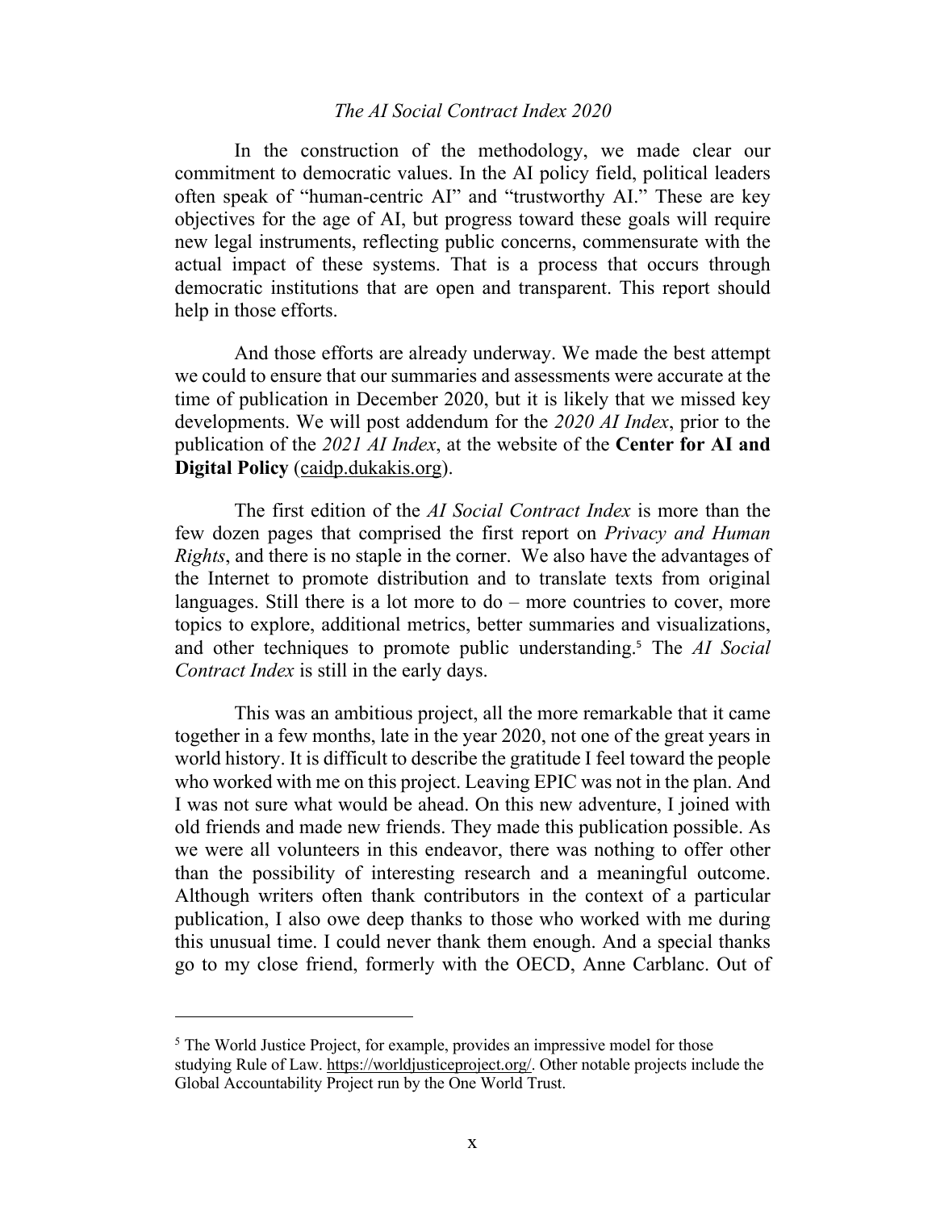In the construction of the methodology, we made clear our commitment to democratic values. In the AI policy field, political leaders often speak of "human-centric AI" and "trustworthy AI." These are key objectives for the age of AI, but progress toward these goals will require new legal instruments, reflecting public concerns, commensurate with the actual impact of these systems. That is a process that occurs through democratic institutions that are open and transparent. This report should help in those efforts.

And those efforts are already underway. We made the best attempt we could to ensure that our summaries and assessments were accurate at the time of publication in December 2020, but it is likely that we missed key developments. We will post addendum for the *2020 AI Index*, prior to the publication of the *2021 AI Index*, at the website of the **Center for AI and Digital Policy** (caidp.dukakis.org).

The first edition of the *AI Social Contract Index* is more than the few dozen pages that comprised the first report on *Privacy and Human Rights*, and there is no staple in the corner. We also have the advantages of the Internet to promote distribution and to translate texts from original languages. Still there is a lot more to do – more countries to cover, more topics to explore, additional metrics, better summaries and visualizations, and other techniques to promote public understanding.[5] The *AI Social Contract Index* is still in the early days.

This was an ambitious project, all the more remarkable that it came together in a few months, late in the year 2020, not one of the great years in world history. It is difficult to describe the gratitude I feel toward the people who worked with me on this project. Leaving EPIC was not in the plan. And I was not sure what would be ahead. On this new adventure, I joined with old friends and made new friends. They made this publication possible. As we were all volunteers in this endeavor, there was nothing to offer other than the possibility of interesting research and a meaningful outcome. Although writers often thank contributors in the context of a particular publication, I also owe deep thanks to those who worked with me during this unusual time. I could never thank them enough. And a special thanks go to my close friend, formerly with the OECD, Anne Carblanc. Out of

---

[5] The World Justice Project, for example, provides an impressive model for those studying Rule of Law. https://worldjusticeproject.org/. Other notable projects include the Global Accountability Project run by the One World Trust.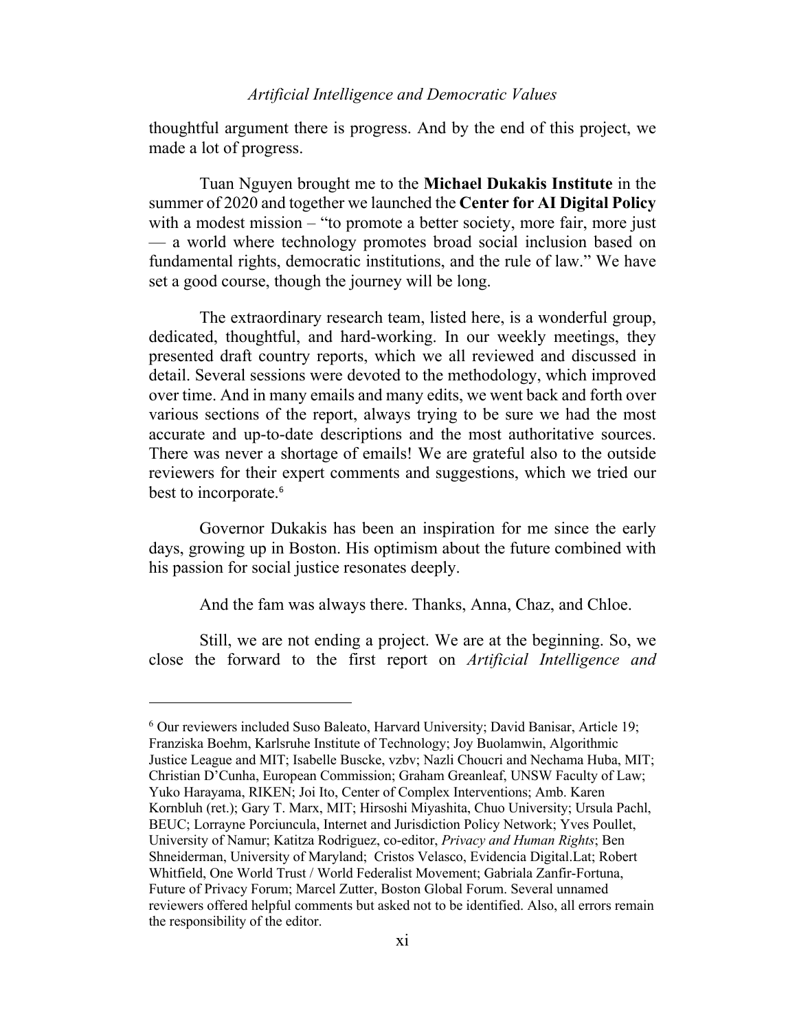thoughtful argument there is progress. And by the end of this project, we made a lot of progress.

Tuan Nguyen brought me to the **Michael Dukakis Institute** in the summer of 2020 and together we launched the **Center for AI Digital Policy** with a modest mission – "to promote a better society, more fair, more just — a world where technology promotes broad social inclusion based on fundamental rights, democratic institutions, and the rule of law." We have set a good course, though the journey will be long.

The extraordinary research team, listed here, is a wonderful group, dedicated, thoughtful, and hard-working. In our weekly meetings, they presented draft country reports, which we all reviewed and discussed in detail. Several sessions were devoted to the methodology, which improved over time. And in many emails and many edits, we went back and forth over various sections of the report, always trying to be sure we had the most accurate and up-to-date descriptions and the most authoritative sources. There was never a shortage of emails! We are grateful also to the outside reviewers for their expert comments and suggestions, which we tried our best to incorporate.[6]

Governor Dukakis has been an inspiration for me since the early days, growing up in Boston. His optimism about the future combined with his passion for social justice resonates deeply.

And the fam was always there. Thanks, Anna, Chaz, and Chloe.

Still, we are not ending a project. We are at the beginning. So, we close the forward to the first report on *Artificial Intelligence and*

---

[6] Our reviewers included Suso Baleato, Harvard University; David Banisar, Article 19; Franziska Boehm, Karlsruhe Institute of Technology; Joy Buolamwin, Algorithmic Justice League and MIT; Isabelle Buscke, vzbv; Nazli Choucri and Nechama Huba, MIT; Christian D'Cunha, European Commission; Graham Greanleaf, UNSW Faculty of Law; Yuko Harayama, RIKEN; Joi Ito, Center of Complex Interventions; Amb. Karen Kornbluh (ret.); Gary T. Marx, MIT; Hirsoshi Miyashita, Chuo University; Ursula Pachl, BEUC; Lorrayne Porciuncula, Internet and Jurisdiction Policy Network; Yves Poullet, University of Namur; Katitza Rodriguez, co-editor, *Privacy and Human Rights*; Ben Shneiderman, University of Maryland; Cristos Velasco, Evidencia Digital.Lat; Robert Whitfield, One World Trust / World Federalist Movement; Gabriala Zanfir-Fortuna, Future of Privacy Forum; Marcel Zutter, Boston Global Forum. Several unnamed reviewers offered helpful comments but asked not to be identified. Also, all errors remain the responsibility of the editor.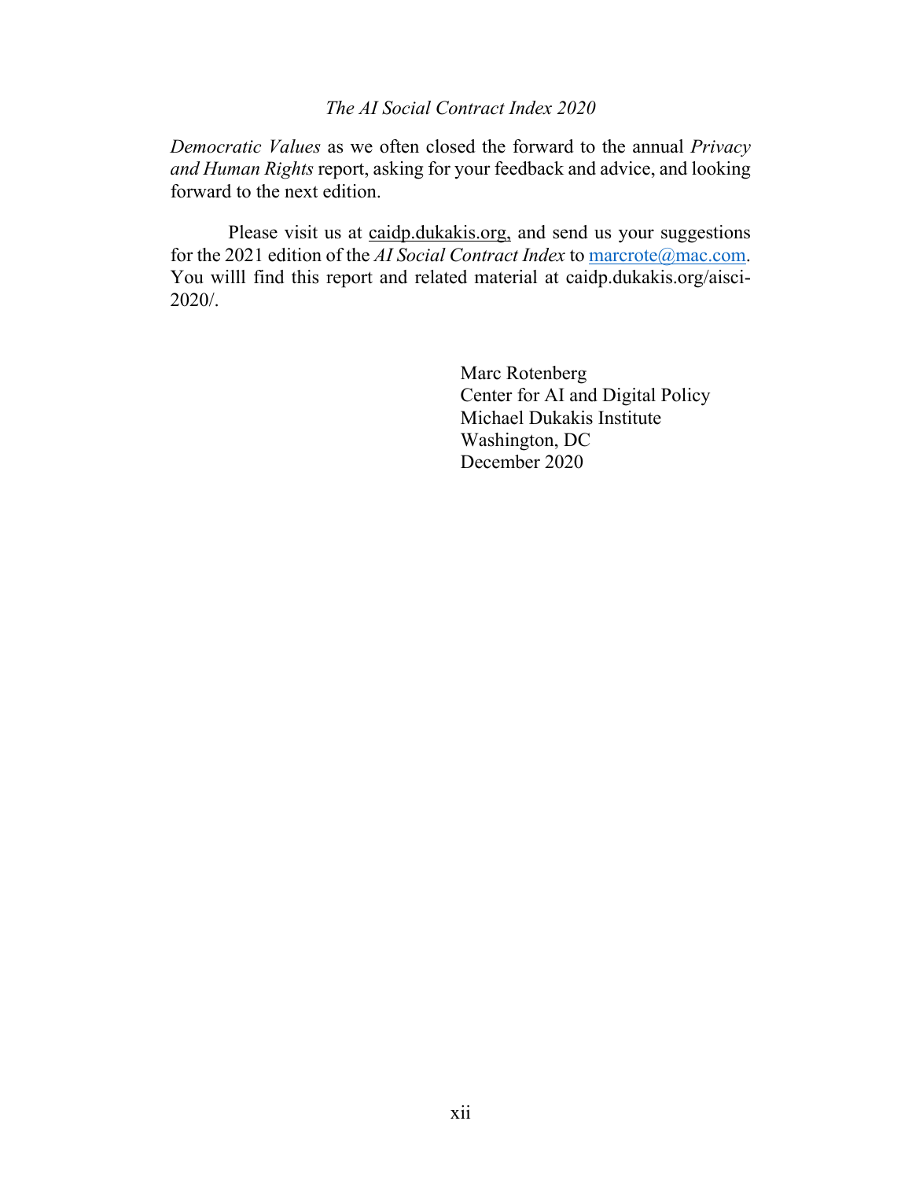*Democratic Values* as we often closed the forward to the annual *Privacy and Human Rights* report, asking for your feedback and advice, and looking forward to the next edition.

Please visit us at caidp.dukakis.org, and send us your suggestions for the 2021 edition of the *AI Social Contract Index* to marcrote@mac.com. You willl find this report and related material at caidp.dukakis.org/aisci-2020/.

Marc Rotenberg
Center for AI and Digital Policy
Michael Dukakis Institute
Washington, DC
December 2020